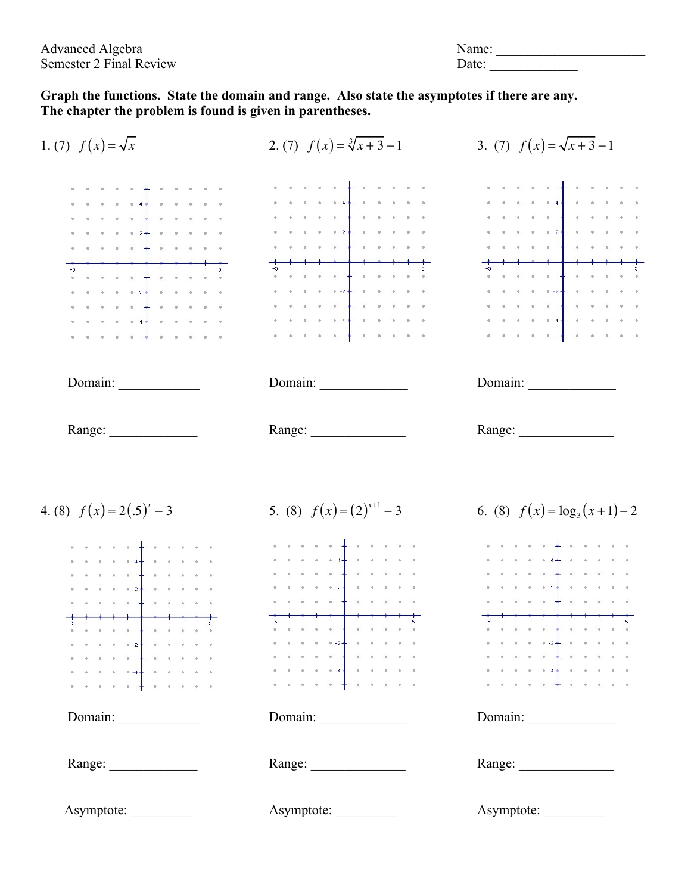Advanced Algebra
Semester 2 Final Review

Name: ______________________
Date: _____________

**Graph the functions. State the domain and range. Also state the asymptotes if there are any. The chapter the problem is found is given in parentheses.**

1. (7) $f(x)=\sqrt{x}$

Domain: ____________

Range: _____________

2. (7) $f(x)=\sqrt[3]{x+3}-1$

Domain: _____________

Range: ______________

3. (7) $f(x)=\sqrt{x+3}-1$

Domain: _____________

Range: ______________

4. (8) $f(x)=2(.5)^{x}-3$

Domain: ____________

Range: _____________

Asymptote: _________

5. (8) $f(x)=(2)^{x+1}-3$

Domain: _____________

Range: ______________

Asymptote: _________

6. (8) $f(x)=\log_{3}(x+1)-2$

Domain: _____________

Range: ______________

Asymptote: _________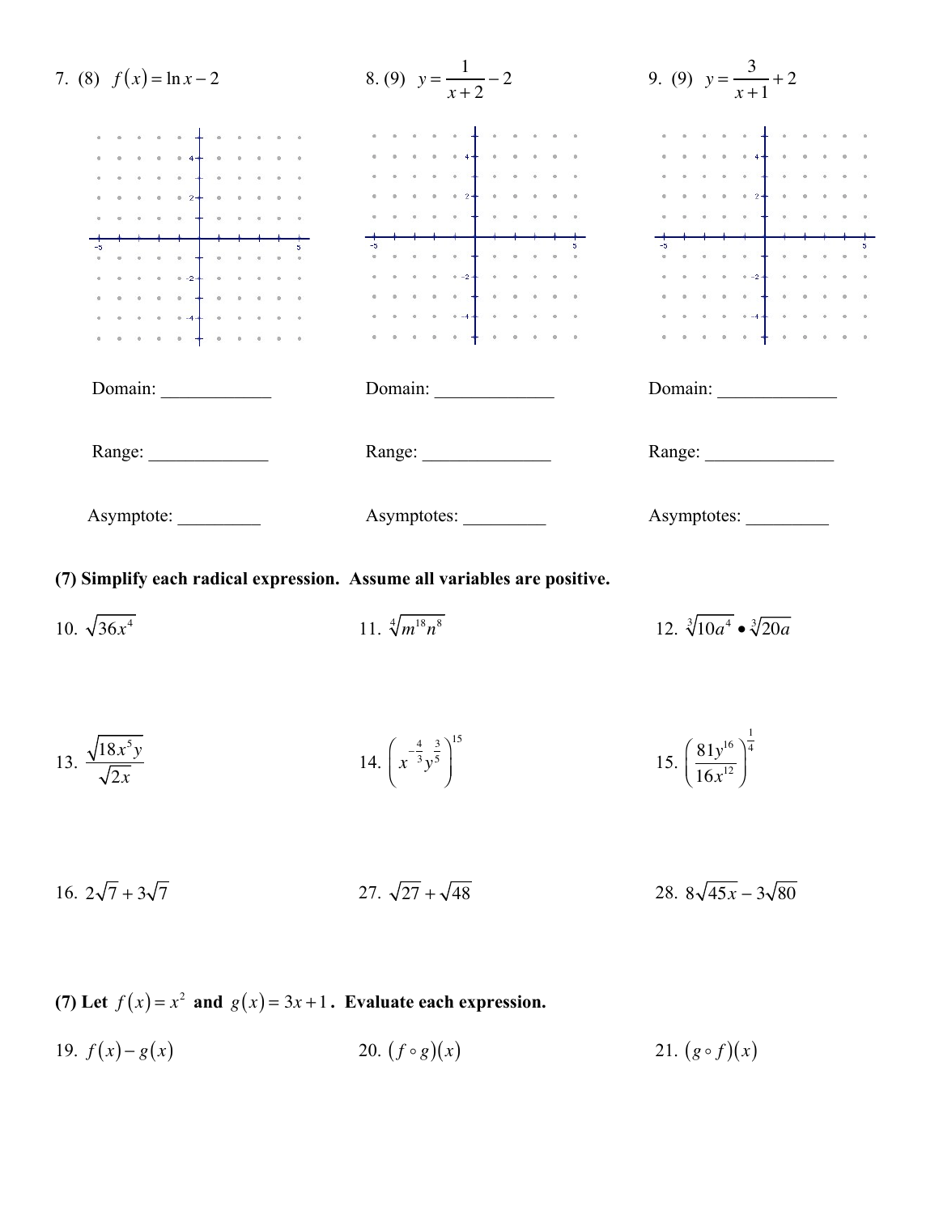7. (8) $f(x) = \ln x - 2$

Domain: ____________

Range: _____________

Asymptote: _________

8. (9) $y = \dfrac{1}{x+2} - 2$

Domain: _____________

Range: ______________

Asymptotes: _________

9. (9) $y = \dfrac{3}{x+1} + 2$

Domain: _____________

Range: ______________

Asymptotes: _________

**(7) Simplify each radical expression. Assume all variables are positive.**

10. $\sqrt{36x^4}$

11. $\sqrt[4]{m^{18}n^8}$

12. $\sqrt[3]{10a^4} \bullet \sqrt[3]{20a}$

13. $\dfrac{\sqrt{18x^5 y}}{\sqrt{2x}}$

14. $\left(x^{-\frac{4}{3}} y^{\frac{3}{5}}\right)^{15}$

15. $\left(\dfrac{81y^{16}}{16x^{12}}\right)^{\frac{1}{4}}$

16. $2\sqrt{7} + 3\sqrt{7}$

27. $\sqrt{27} + \sqrt{48}$

28. $8\sqrt{45x} - 3\sqrt{80}$

**(7) Let $f(x) = x^2$ and $g(x) = 3x + 1$. Evaluate each expression.**

19. $f(x) - g(x)$

20. $(f \circ g)(x)$

21. $(g \circ f)(x)$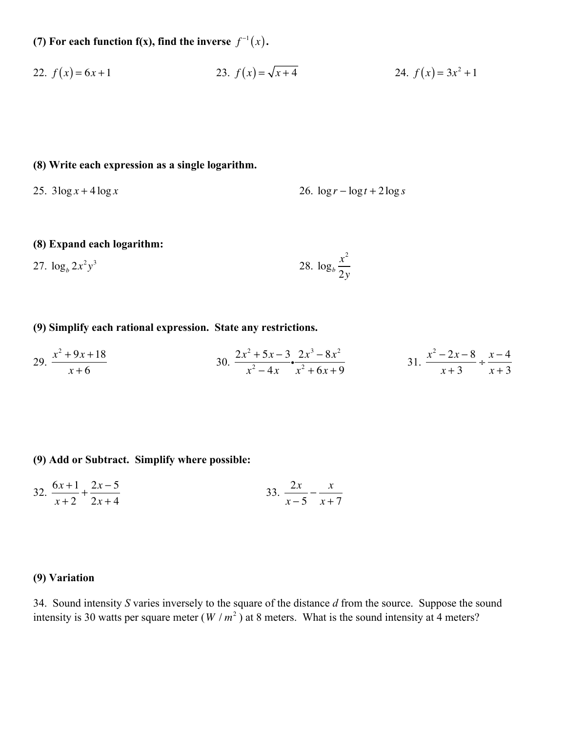**(7) For each function f(x), find the inverse $f^{-1}(x)$.**

22. $f(x) = 6x + 1$

23. $f(x) = \sqrt{x+4}$

24. $f(x) = 3x^2 + 1$

**(8) Write each expression as a single logarithm.**

25. $3\log x + 4\log x$

26. $\log r - \log t + 2\log s$

**(8) Expand each logarithm:**

27. $\log_b 2x^2 y^3$

28. $\log_b \frac{x^2}{2y}$

**(9) Simplify each rational expression. State any restrictions.**

29. $\frac{x^2 + 9x + 18}{x+6}$

30. $\frac{2x^2 + 5x - 3}{x^2 - 4x} \bullet \frac{2x^3 - 8x^2}{x^2 + 6x + 9}$

31. $\frac{x^2 - 2x - 8}{x+3} \div \frac{x-4}{x+3}$

**(9) Add or Subtract. Simplify where possible:**

32. $\frac{6x+1}{x+2} + \frac{2x-5}{2x+4}$

33. $\frac{2x}{x-5} - \frac{x}{x+7}$

**(9) Variation**

34. Sound intensity *S* varies inversely to the square of the distance *d* from the source. Suppose the sound intensity is 30 watts per square meter ($W/m^2$) at 8 meters. What is the sound intensity at 4 meters?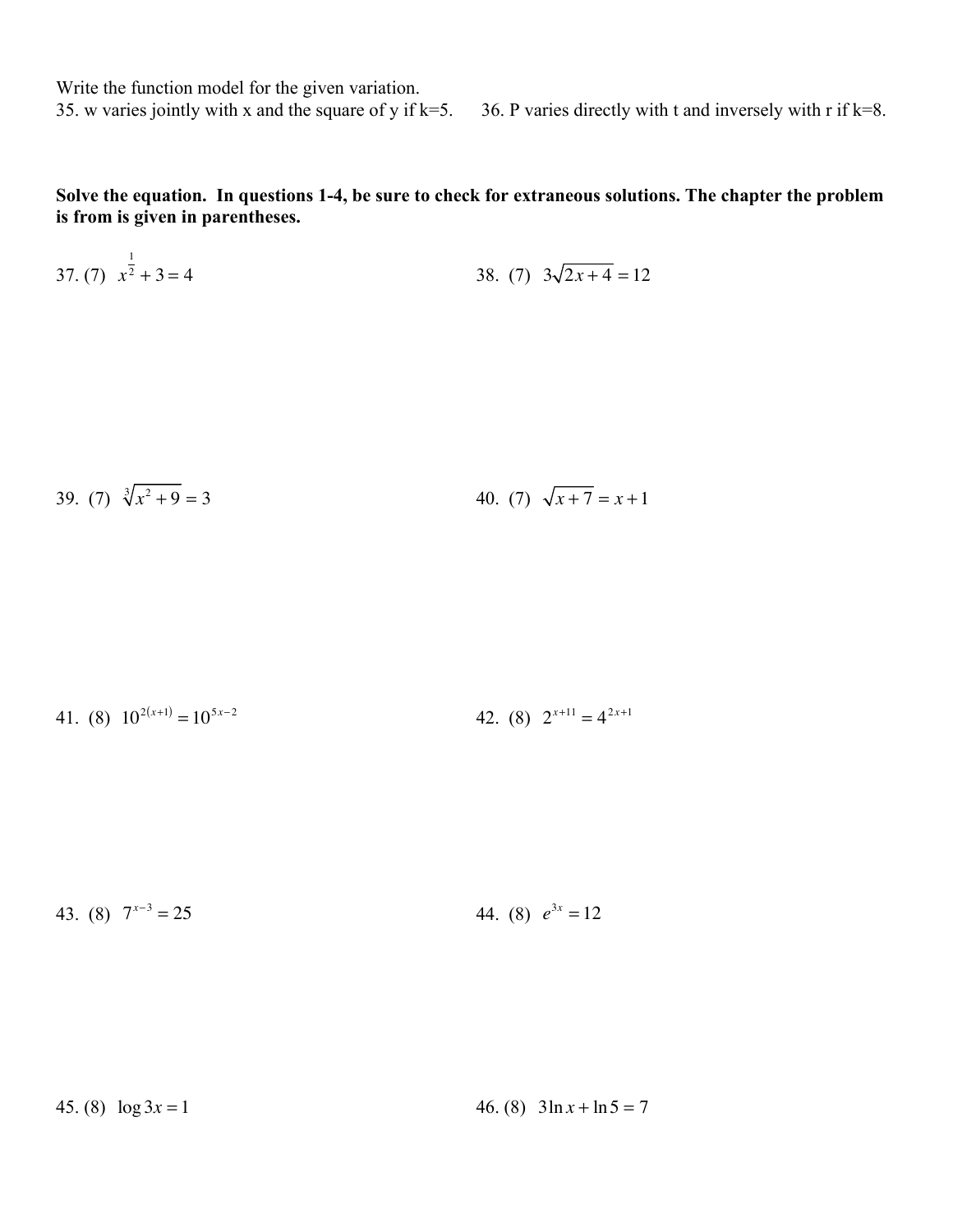Write the function model for the given variation.

35. w varies jointly with x and the square of y if k=5.

36. P varies directly with t and inversely with r if k=8.

**Solve the equation. In questions 1-4, be sure to check for extraneous solutions. The chapter the problem is from is given in parentheses.**

37. (7) $x^{\frac{1}{2}} + 3 = 4$

38. (7) $3\sqrt{2x+4} = 12$

39. (7) $\sqrt[3]{x^2+9} = 3$

40. (7) $\sqrt{x+7} = x+1$

41. (8) $10^{2(x+1)} = 10^{5x-2}$

42. (8) $2^{x+11} = 4^{2x+1}$

43. (8) $7^{x-3} = 25$

44. (8) $e^{3x} = 12$

45. (8) $\log 3x = 1$

46. (8) $3\ln x + \ln 5 = 7$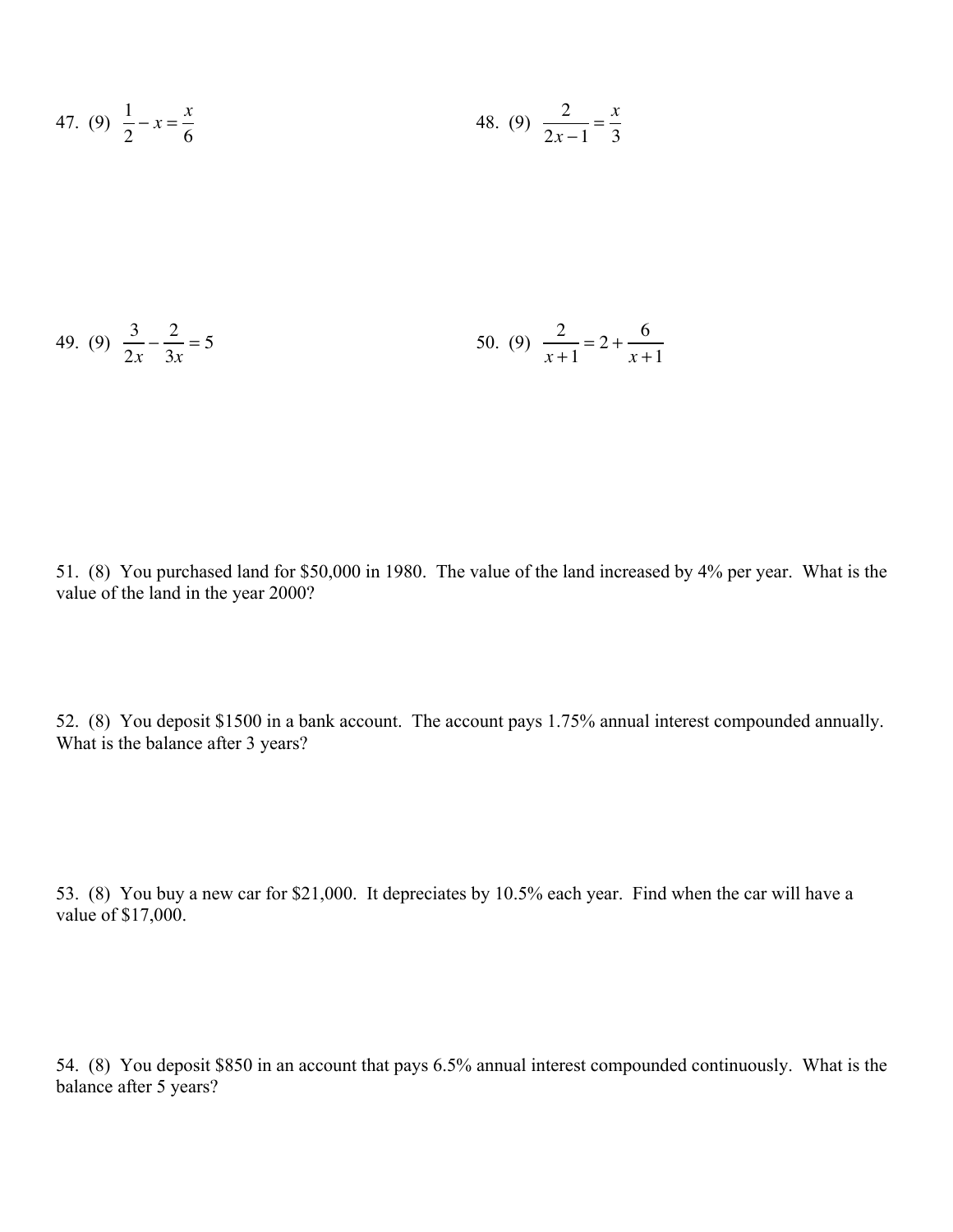47. (9) $\frac{1}{2} - x = \frac{x}{6}$

48. (9) $\frac{2}{2x-1} = \frac{x}{3}$

49. (9) $\frac{3}{2x} - \frac{2}{3x} = 5$

50. (9) $\frac{2}{x+1} = 2 + \frac{6}{x+1}$

51. (8) You purchased land for $50,000 in 1980. The value of the land increased by 4% per year. What is the value of the land in the year 2000?

52. (8) You deposit $1500 in a bank account. The account pays 1.75% annual interest compounded annually. What is the balance after 3 years?

53. (8) You buy a new car for $21,000. It depreciates by 10.5% each year. Find when the car will have a value of $17,000.

54. (8) You deposit $850 in an account that pays 6.5% annual interest compounded continuously. What is the balance after 5 years?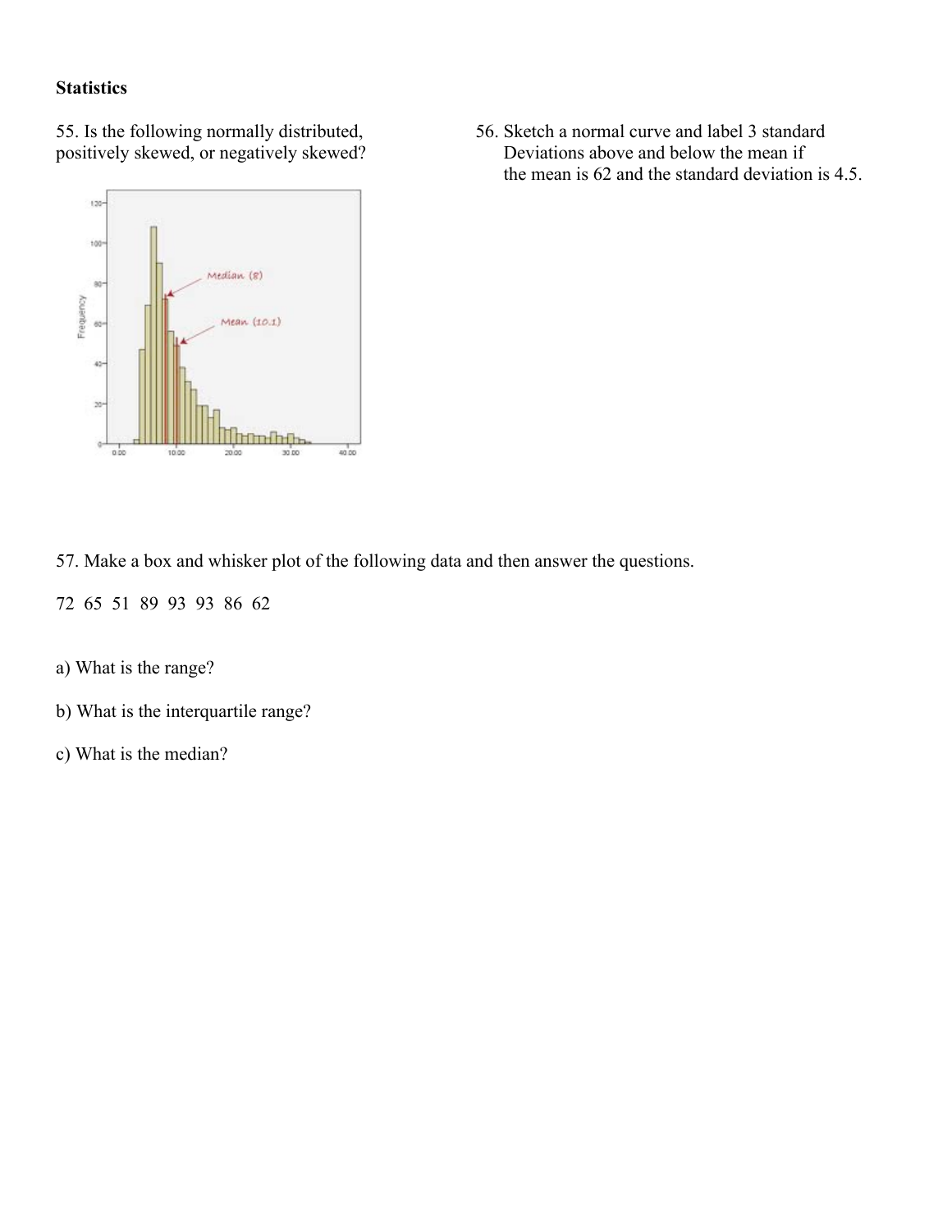**Statistics**

55. Is the following normally distributed, positively skewed, or negatively skewed?

Frequency

120
100
80
60
40
20
0

0.00
10.00
20.00
30.00
40.00

Median (8)

Mean (10.1)

56. Sketch a normal curve and label 3 standard Deviations above and below the mean if the mean is 62 and the standard deviation is 4.5.

57. Make a box and whisker plot of the following data and then answer the questions.

72 65 51 89 93 93 86 62

a) What is the range?

b) What is the interquartile range?

c) What is the median?